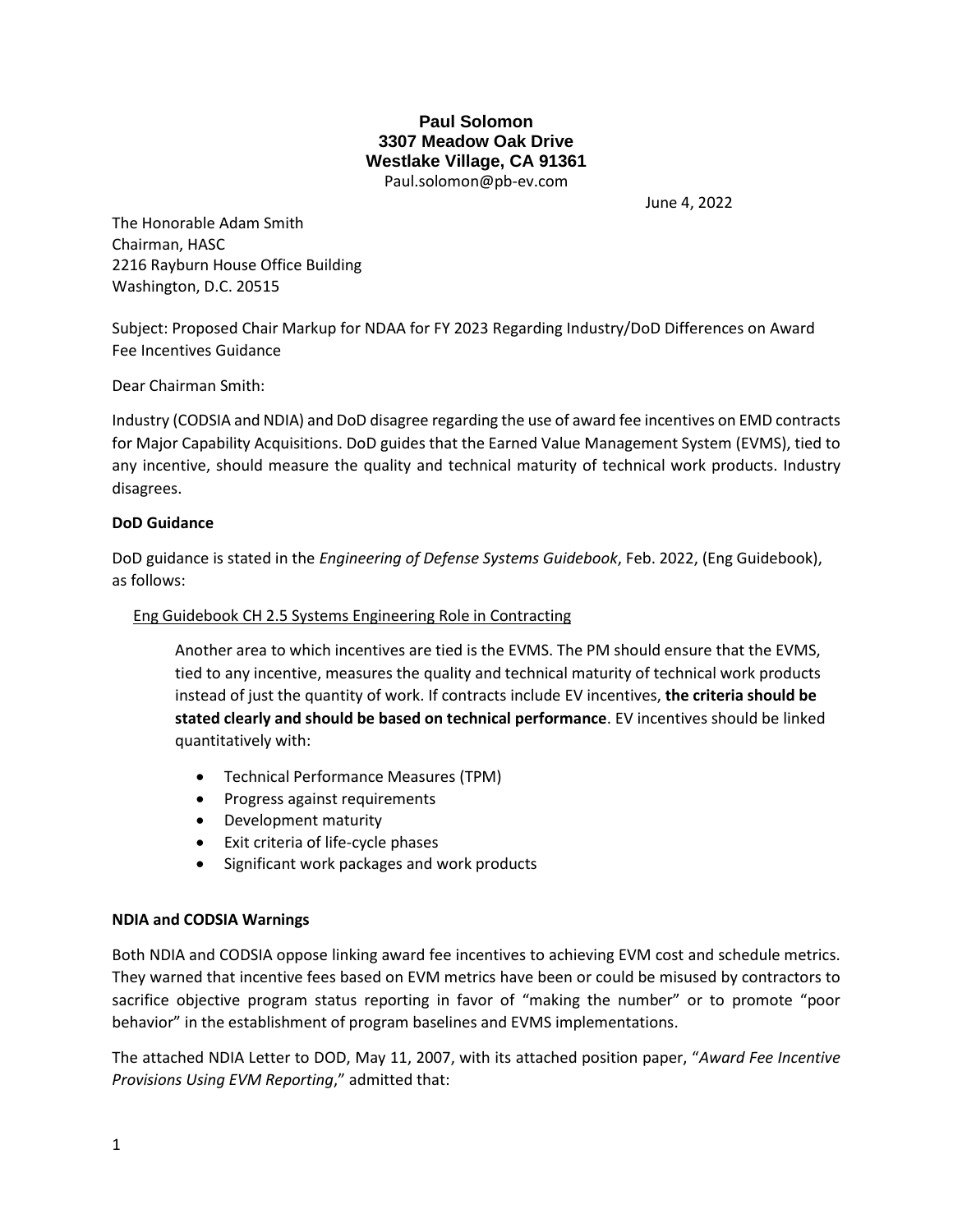**Paul Solomon**
**3307 Meadow Oak Drive**
**Westlake Village, CA 91361**
Paul.solomon@pb-ev.com

June 4, 2022

The Honorable Adam Smith
Chairman, HASC
2216 Rayburn House Office Building
Washington, D.C. 20515

Subject: Proposed Chair Markup for NDAA for FY 2023 Regarding Industry/DoD Differences on Award Fee Incentives Guidance

Dear Chairman Smith:

Industry (CODSIA and NDIA) and DoD disagree regarding the use of award fee incentives on EMD contracts for Major Capability Acquisitions. DoD guides that the Earned Value Management System (EVMS), tied to any incentive, should measure the quality and technical maturity of technical work products. Industry disagrees.

**DoD Guidance**

DoD guidance is stated in the *Engineering of Defense Systems Guidebook*, Feb. 2022, (Eng Guidebook), as follows:

Eng Guidebook CH 2.5 Systems Engineering Role in Contracting

> Another area to which incentives are tied is the EVMS. The PM should ensure that the EVMS, tied to any incentive, measures the quality and technical maturity of technical work products instead of just the quantity of work. If contracts include EV incentives, **the criteria should be stated clearly and should be based on technical performance**. EV incentives should be linked quantitatively with:
>
> - Technical Performance Measures (TPM)
> - Progress against requirements
> - Development maturity
> - Exit criteria of life-cycle phases
> - Significant work packages and work products

**NDIA and CODSIA Warnings**

Both NDIA and CODSIA oppose linking award fee incentives to achieving EVM cost and schedule metrics. They warned that incentive fees based on EVM metrics have been or could be misused by contractors to sacrifice objective program status reporting in favor of "making the number" or to promote "poor behavior" in the establishment of program baselines and EVMS implementations.

The attached NDIA Letter to DOD, May 11, 2007, with its attached position paper, "*Award Fee Incentive Provisions Using EVM Reporting*," admitted that: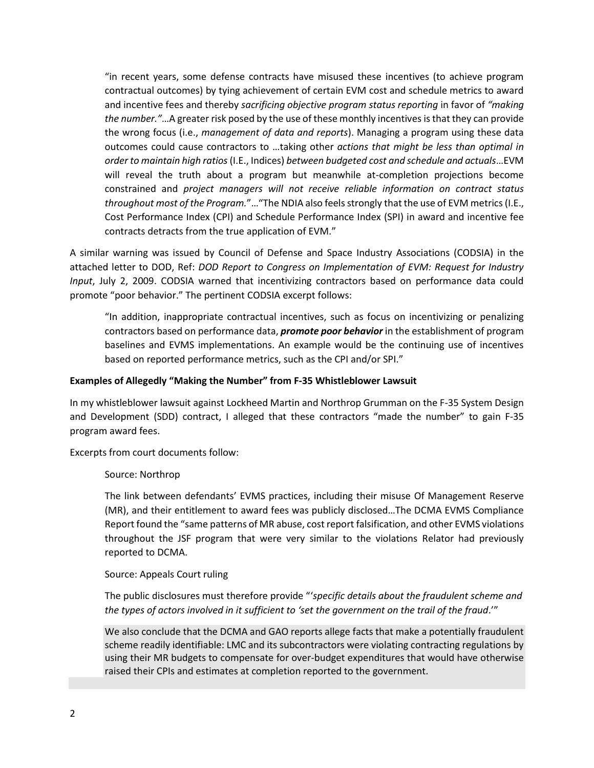> "in recent years, some defense contracts have misused these incentives (to achieve program contractual outcomes) by tying achievement of certain EVM cost and schedule metrics to award and incentive fees and thereby *sacrificing objective program status reporting* in favor of *"making the number."*…A greater risk posed by the use of these monthly incentives is that they can provide the wrong focus (i.e., *management of data and reports*). Managing a program using these data outcomes could cause contractors to …taking other *actions that might be less than optimal in order to maintain high ratios* (I.E., Indices) *between budgeted cost and schedule and actuals*…EVM will reveal the truth about a program but meanwhile at-completion projections become constrained and *project managers will not receive reliable information on contract status throughout most of the Program.*"…"The NDIA also feels strongly that the use of EVM metrics (I.E., Cost Performance Index (CPI) and Schedule Performance Index (SPI) in award and incentive fee contracts detracts from the true application of EVM."

A similar warning was issued by Council of Defense and Space Industry Associations (CODSIA) in the attached letter to DOD, Ref: *DOD Report to Congress on Implementation of EVM: Request for Industry Input*, July 2, 2009. CODSIA warned that incentivizing contractors based on performance data could promote "poor behavior." The pertinent CODSIA excerpt follows:

> "In addition, inappropriate contractual incentives, such as focus on incentivizing or penalizing contractors based on performance data, ***promote poor behavior*** in the establishment of program baselines and EVMS implementations. An example would be the continuing use of incentives based on reported performance metrics, such as the CPI and/or SPI."

**Examples of Allegedly "Making the Number" from F-35 Whistleblower Lawsuit**

In my whistleblower lawsuit against Lockheed Martin and Northrop Grumman on the F-35 System Design and Development (SDD) contract, I alleged that these contractors "made the number" to gain F-35 program award fees.

Excerpts from court documents follow:

> Source: Northrop
>
> The link between defendants' EVMS practices, including their misuse Of Management Reserve (MR), and their entitlement to award fees was publicly disclosed…The DCMA EVMS Compliance Report found the "same patterns of MR abuse, cost report falsification, and other EVMS violations throughout the JSF program that were very similar to the violations Relator had previously reported to DCMA.
>
> Source: Appeals Court ruling
>
> The public disclosures must therefore provide "'*specific details about the fraudulent scheme and the types of actors involved in it sufficient to 'set the government on the trail of the fraud*.'"
>
> We also conclude that the DCMA and GAO reports allege facts that make a potentially fraudulent scheme readily identifiable: LMC and its subcontractors were violating contracting regulations by using their MR budgets to compensate for over-budget expenditures that would have otherwise raised their CPIs and estimates at completion reported to the government.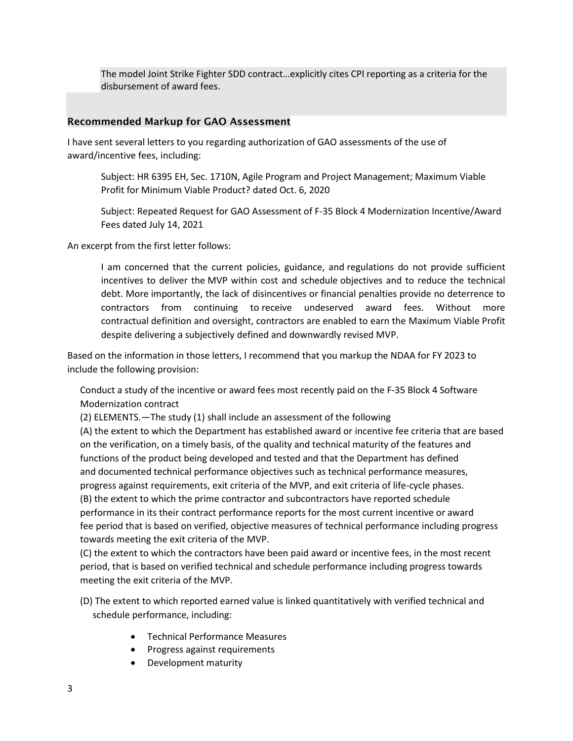> The model Joint Strike Fighter SDD contract…explicitly cites CPI reporting as a criteria for the disbursement of award fees.

## Recommended Markup for GAO Assessment

I have sent several letters to you regarding authorization of GAO assessments of the use of award/incentive fees, including:

> Subject: HR 6395 EH, Sec. 1710N, Agile Program and Project Management; Maximum Viable Profit for Minimum Viable Product? dated Oct. 6, 2020
>
> Subject: Repeated Request for GAO Assessment of F-35 Block 4 Modernization Incentive/Award Fees dated July 14, 2021

An excerpt from the first letter follows:

> I am concerned that the current policies, guidance, and regulations do not provide sufficient incentives to deliver the MVP within cost and schedule objectives and to reduce the technical debt. More importantly, the lack of disincentives or financial penalties provide no deterrence to contractors from continuing to receive undeserved award fees. Without more contractual definition and oversight, contractors are enabled to earn the Maximum Viable Profit despite delivering a subjectively defined and downwardly revised MVP.

Based on the information in those letters, I recommend that you markup the NDAA for FY 2023 to include the following provision:

Conduct a study of the incentive or award fees most recently paid on the F-35 Block 4 Software Modernization contract

(2) ELEMENTS.—The study (1) shall include an assessment of the following

(A) the extent to which the Department has established award or incentive fee criteria that are based on the verification, on a timely basis, of the quality and technical maturity of the features and functions of the product being developed and tested and that the Department has defined and documented technical performance objectives such as technical performance measures, progress against requirements, exit criteria of the MVP, and exit criteria of life-cycle phases.

(B) the extent to which the prime contractor and subcontractors have reported schedule performance in its their contract performance reports for the most current incentive or award fee period that is based on verified, objective measures of technical performance including progress towards meeting the exit criteria of the MVP.

(C) the extent to which the contractors have been paid award or incentive fees, in the most recent period, that is based on verified technical and schedule performance including progress towards meeting the exit criteria of the MVP.

(D) The extent to which reported earned value is linked quantitatively with verified technical and schedule performance, including:

- Technical Performance Measures
- Progress against requirements
- Development maturity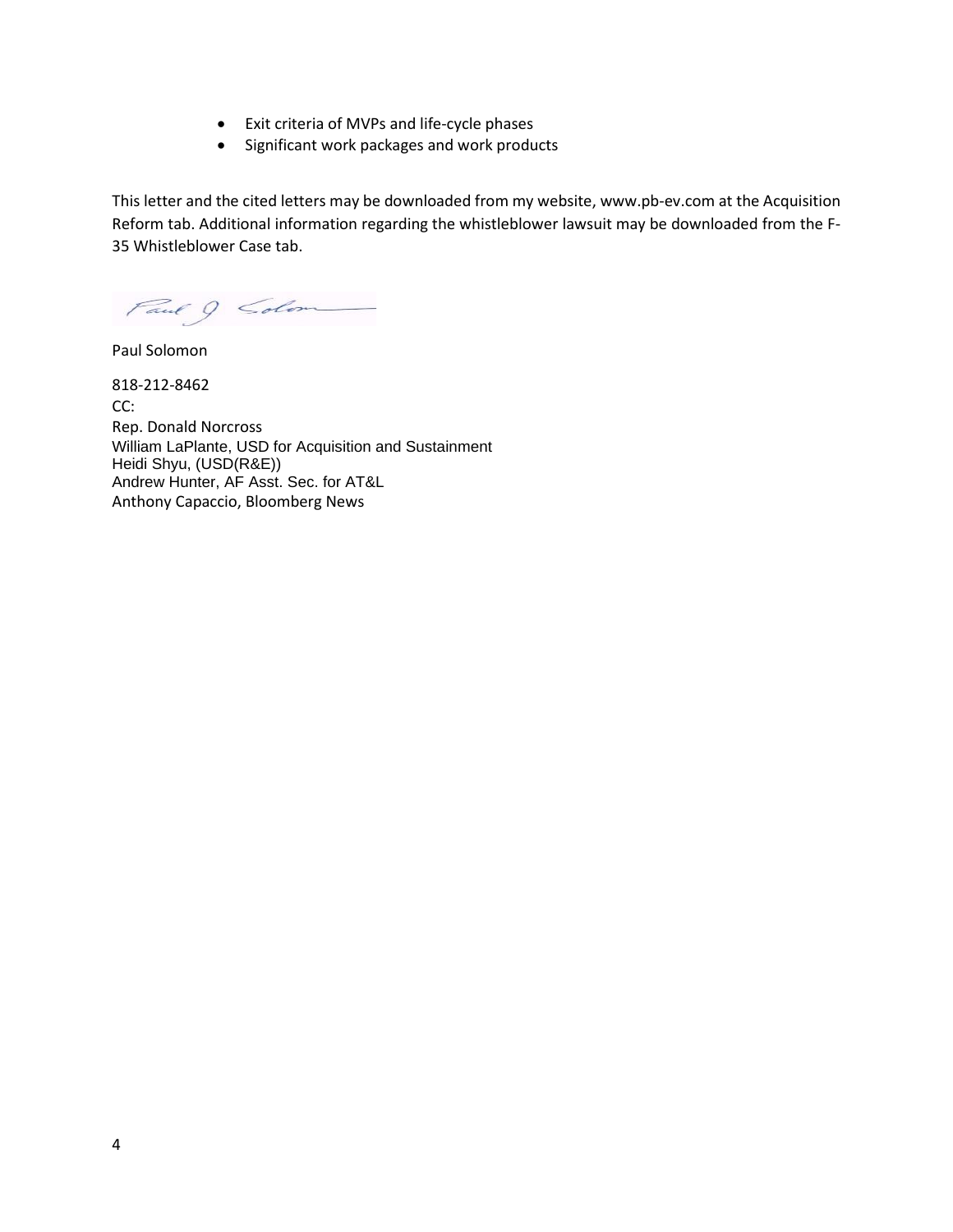- Exit criteria of MVPs and life-cycle phases
- Significant work packages and work products

This letter and the cited letters may be downloaded from my website, www.pb-ev.com at the Acquisition Reform tab. Additional information regarding the whistleblower lawsuit may be downloaded from the F-35 Whistleblower Case tab.

Paul Solomon

818-212-8462

CC:

Rep. Donald Norcross
William LaPlante, USD for Acquisition and Sustainment
Heidi Shyu, (USD(R&E))
Andrew Hunter, AF Asst. Sec. for AT&L
Anthony Capaccio, Bloomberg News